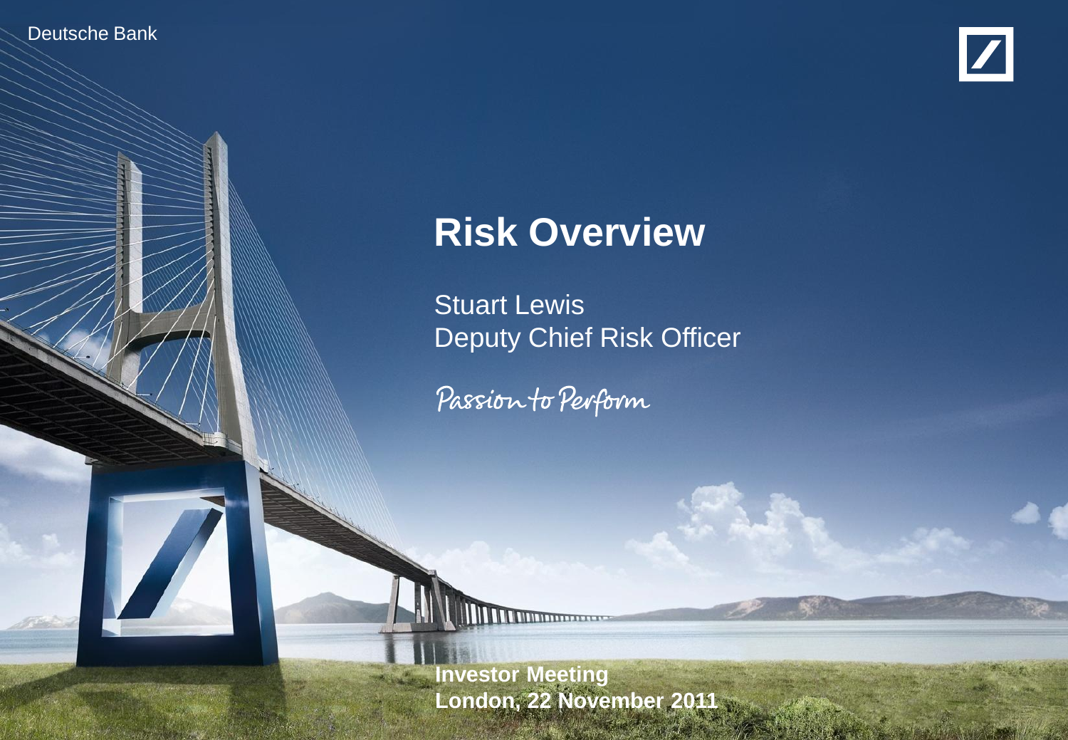Deutsche Bank

# Risk Overview

Stuart Lewis
Deputy Chief Risk Officer

Passion to Perform

**Investor Meeting**
**London, 22 November 2011**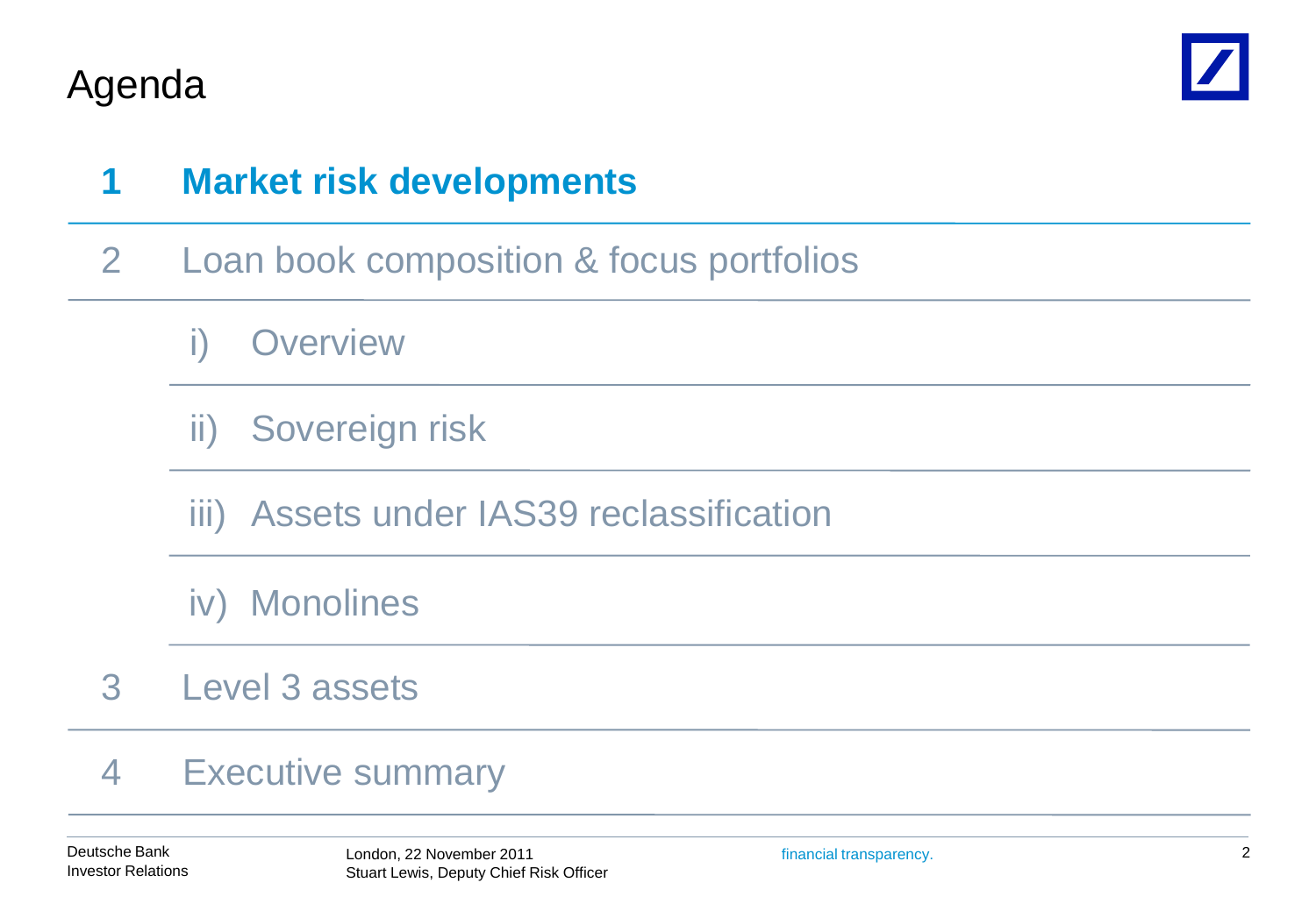# Agenda

**1 Market risk developments**

2 Loan book composition & focus portfolios

- i) Overview
- ii) Sovereign risk
- iii) Assets under IAS39 reclassification
- iv) Monolines

3 Level 3 assets

4 Executive summary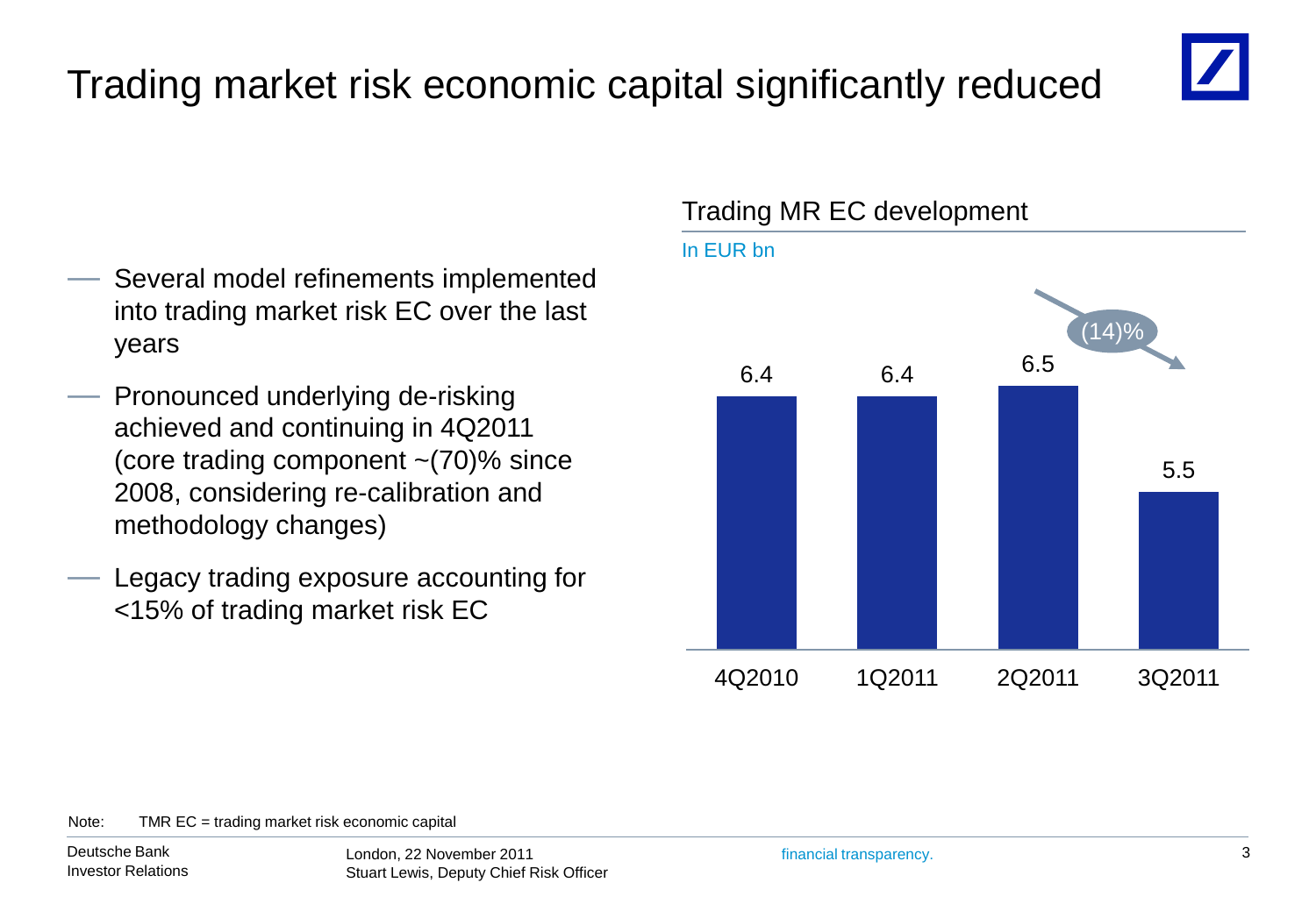# Trading market risk economic capital significantly reduced

- Several model refinements implemented into trading market risk EC over the last years
- Pronounced underlying de-risking achieved and continuing in 4Q2011 (core trading component ~(70)% since 2008, considering re-calibration and methodology changes)
- Legacy trading exposure accounting for <15% of trading market risk EC

## Trading MR EC development

In EUR bn

| 4Q2010 | 1Q2011 | 2Q2011 | 3Q2011 |
|---|---|---|---|
| 6.4 | 6.4 | 6.5 | 5.5 |

(14)% (2Q2011 to 3Q2011)

Note: TMR EC = trading market risk economic capital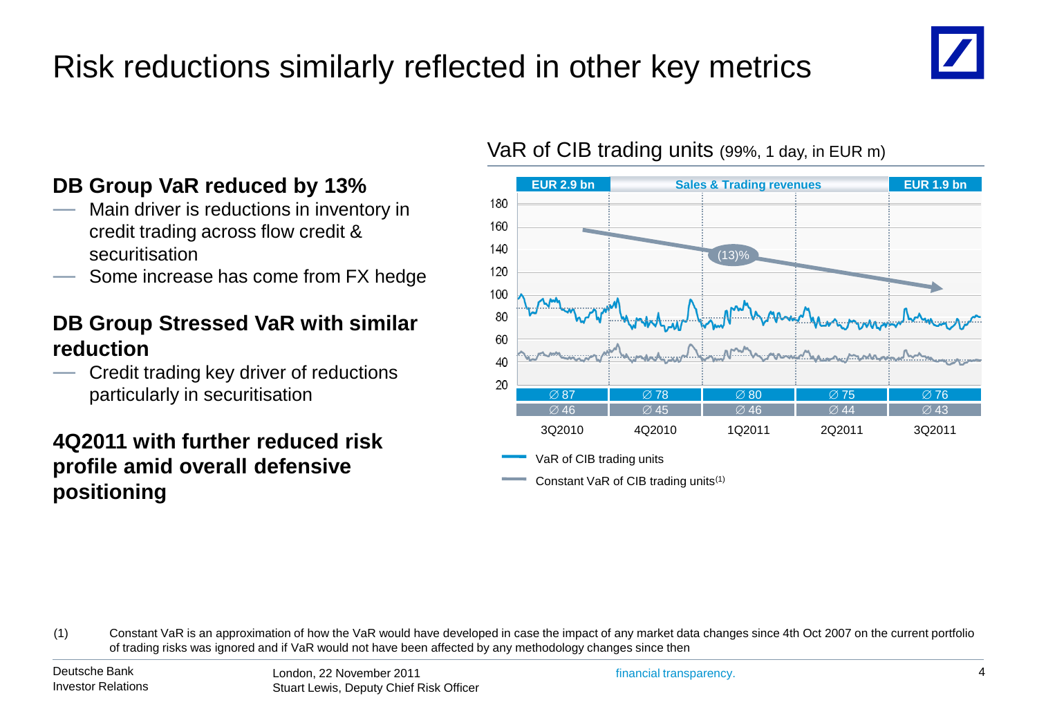# Risk reductions similarly reflected in other key metrics

**DB Group VaR reduced by 13%**

- Main driver is reductions in inventory in credit trading across flow credit & securitisation
- Some increase has come from FX hedge

**DB Group Stressed VaR with similar reduction**

- Credit trading key driver of reductions particularly in securitisation

**4Q2011 with further reduced risk profile amid overall defensive positioning**

## VaR of CIB trading units (99%, 1 day, in EUR m)

Sales & Trading revenues: EUR 2.9 bn (3Q2010) → EUR 1.9 bn (3Q2011); (13)%

| | 3Q2010 | 4Q2010 | 1Q2011 | 2Q2011 | 3Q2011 |
|---|---|---|---|---|---|
| VaR of CIB trading units | ∅ 87 | ∅ 78 | ∅ 80 | ∅ 75 | ∅ 76 |
| Constant VaR of CIB trading units[(1)] | ∅ 46 | ∅ 45 | ∅ 46 | ∅ 44 | ∅ 43 |

(1) Constant VaR is an approximation of how the VaR would have developed in case the impact of any market data changes since 4th Oct 2007 on the current portfolio of trading risks was ignored and if VaR would not have been affected by any methodology changes since then

Deutsche Bank Investor Relations | London, 22 November 2011 Stuart Lewis, Deputy Chief Risk Officer | financial transparency.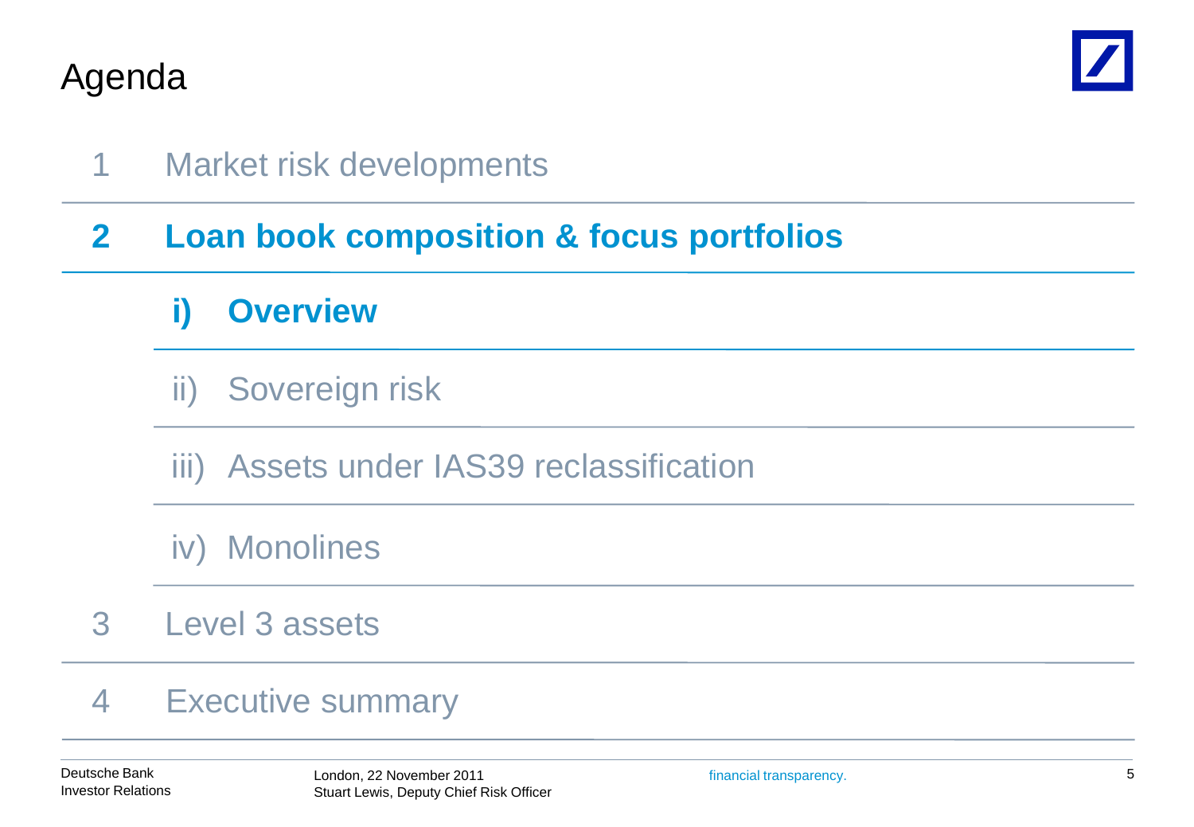# Agenda

1 Market risk developments

**2 Loan book composition & focus portfolios**

**i) Overview**

ii) Sovereign risk

iii) Assets under IAS39 reclassification

iv) Monolines

3 Level 3 assets

4 Executive summary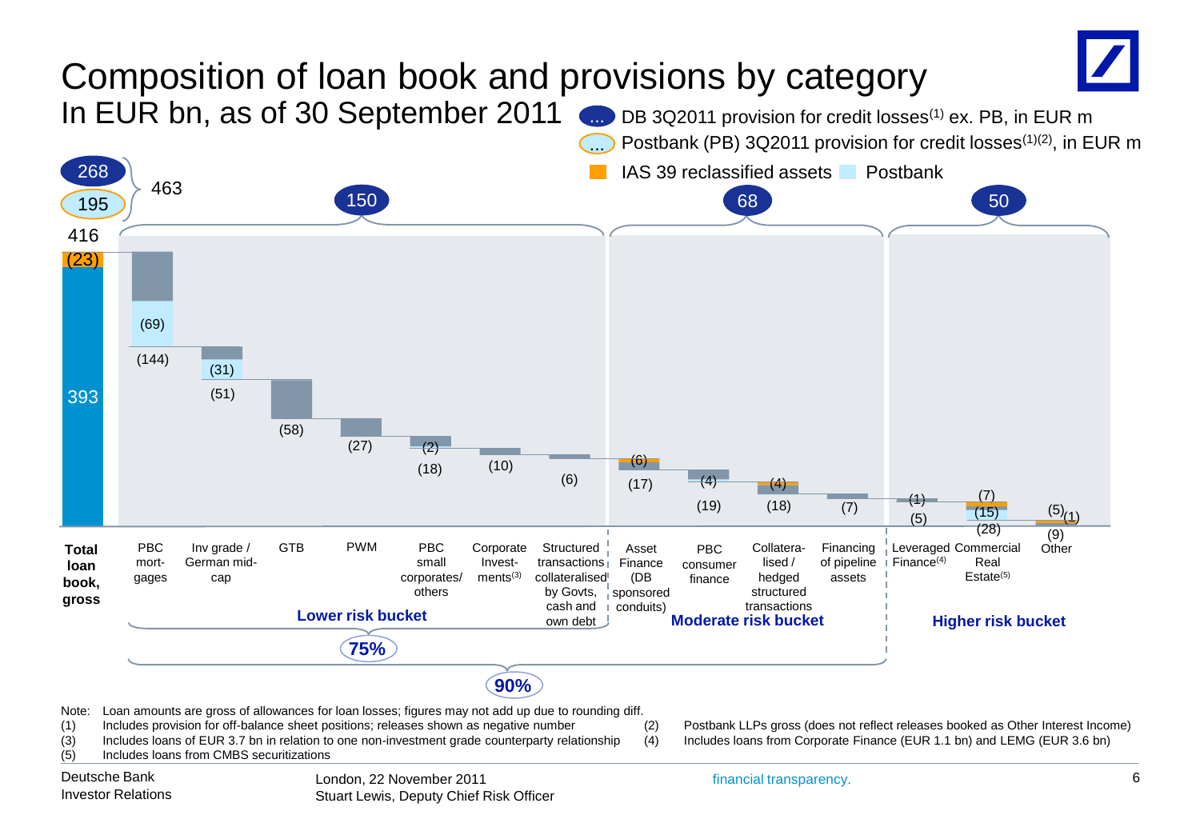# Composition of loan book and provisions by category

In EUR bn, as of 30 September 2011

- DB 3Q2011 provision for credit losses[1] ex. PB, in EUR m
- Postbank (PB) 3Q2011 provision for credit losses[1][2], in EUR m
- IAS 39 reclassified assets
- Postbank

| Category | Bucket | Loan amount (EUR bn) | Postbank | IAS 39 reclassified |
|---|---|---|---|---|
| Total loan book, gross | | 416 | | (23) |
| PBC mortgages | Lower risk bucket | (144) | (69) | |
| Inv grade / German mid-cap | Lower risk bucket | (51) | (31) | |
| GTB | Lower risk bucket | (58) | | |
| PWM | Lower risk bucket | (27) | | |
| PBC small corporates/ others | Lower risk bucket | (18) | (2) | |
| Corporate Investments[3] | Lower risk bucket | (10) | | |
| Structured transactions collateralised by Govts, cash and own debt | Lower risk bucket | (6) | | |
| Asset Finance (DB sponsored conduits) | Moderate risk bucket | (17) | | (6) |
| PBC consumer finance | Moderate risk bucket | (19) | (4) | |
| Collateralised / hedged structured transactions | Moderate risk bucket | (18) | | (4) |
| Financing of pipeline assets | Moderate risk bucket | (7) | | |
| Leveraged Finance[4] | Higher risk bucket | (5) | | (1) |
| Commercial Real Estate[5] | Higher risk bucket | (28) | (15) | (7) |
| Other | Higher risk bucket | (9) | (1) | (5) |

Total loan book, gross: 416, of which 393 excluding IAS 39 reclassified assets (23)

Provision for credit losses: DB 268 and Postbank 195, total 463

- Lower risk bucket: 150 (75% of loan book)
- Moderate risk bucket: 68
- Higher risk bucket: 50

Lower and moderate risk buckets: 90% of loan book

Note: Loan amounts are gross of allowances for loan losses; figures may not add up due to rounding diff.

(1) Includes provision for off-balance sheet positions; releases shown as negative number

(2) Postbank LLPs gross (does not reflect releases booked as Other Interest Income)

(3) Includes loans of EUR 3.7 bn in relation to one non-investment grade counterparty relationship

(4) Includes loans from Corporate Finance (EUR 1.1 bn) and LEMG (EUR 3.6 bn)

(5) Includes loans from CMBS securitizations

Deutsche Bank Investor Relations

London, 22 November 2011
Stuart Lewis, Deputy Chief Risk Officer

financial transparency.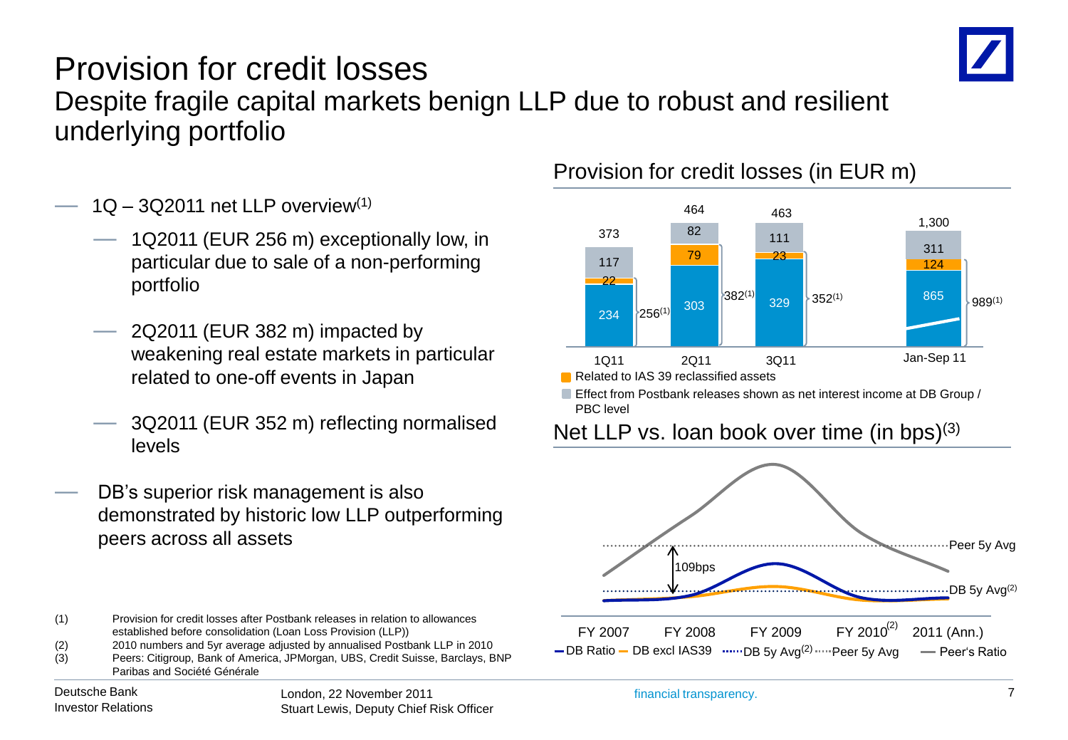# Provision for credit losses

## Despite fragile capital markets benign LLP due to robust and resilient underlying portfolio

- 1Q – 3Q2011 net LLP overview[1]
  - 1Q2011 (EUR 256 m) exceptionally low, in particular due to sale of a non-performing portfolio
  - 2Q2011 (EUR 382 m) impacted by weakening real estate markets in particular related to one-off events in Japan
  - 3Q2011 (EUR 352 m) reflecting normalised levels
- DB's superior risk management is also demonstrated by historic low LLP outperforming peers across all assets

### Provision for credit losses (in EUR m)

| | 1Q11 | 2Q11 | 3Q11 | Jan-Sep 11 |
|---|---|---|---|---|
| Effect from Postbank releases shown as net interest income at DB Group / PBC level | 117 | 82 | 111 | 311 |
| Related to IAS 39 reclassified assets | 22 | 79 | 23 | 124 |
| Other | 234 | 303 | 329 | 865 |
| Total | 373 | 464 | 463 | 1,300 |
| Net LLP[1] | 256 | 382 | 352 | 989 |

### Net LLP vs. loan book over time (in bps)[3]

Chart: FY 2007, FY 2008, FY 2009, FY 2010[2], 2011 (Ann.); series: DB Ratio, DB excl IAS39, DB 5y Avg[2], Peer 5y Avg, Peer's Ratio. Gap between Peer 5y Avg and DB 5y Avg[2]: 109bps.

(1) Provision for credit losses after Postbank releases in relation to allowances established before consolidation (Loan Loss Provision (LLP))
(2) 2010 numbers and 5yr average adjusted by annualised Postbank LLP in 2010
(3) Peers: Citigroup, Bank of America, JPMorgan, UBS, Credit Suisse, Barclays, BNP Paribas and Société Générale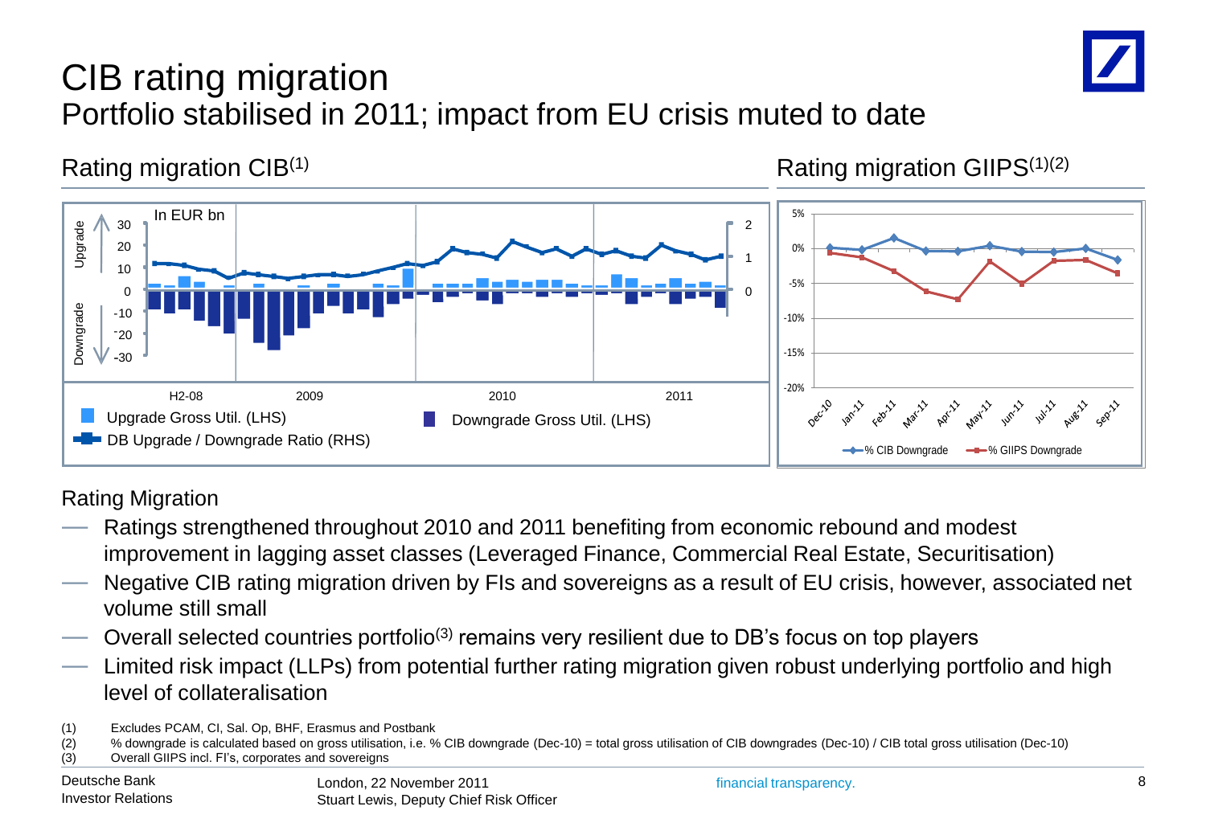# CIB rating migration

## Portfolio stabilised in 2011; impact from EU crisis muted to date

Rating migration CIB(1)

Rating migration GIIPS(1)(2)

### Rating Migration

- Ratings strengthened throughout 2010 and 2011 benefiting from economic rebound and modest improvement in lagging asset classes (Leveraged Finance, Commercial Real Estate, Securitisation)
- Negative CIB rating migration driven by FIs and sovereigns as a result of EU crisis, however, associated net volume still small
- Overall selected countries portfolio(3) remains very resilient due to DB's focus on top players
- Limited risk impact (LLPs) from potential further rating migration given robust underlying portfolio and high level of collateralisation

(1) Excludes PCAM, CI, Sal. Op, BHF, Erasmus and Postbank
(2) % downgrade is calculated based on gross utilisation, i.e. % CIB downgrade (Dec-10) = total gross utilisation of CIB downgrades (Dec-10) / CIB total gross utilisation (Dec-10)
(3) Overall GIIPS incl. FI's, corporates and sovereigns

Deutsche Bank
Investor Relations

London, 22 November 2011
Stuart Lewis, Deputy Chief Risk Officer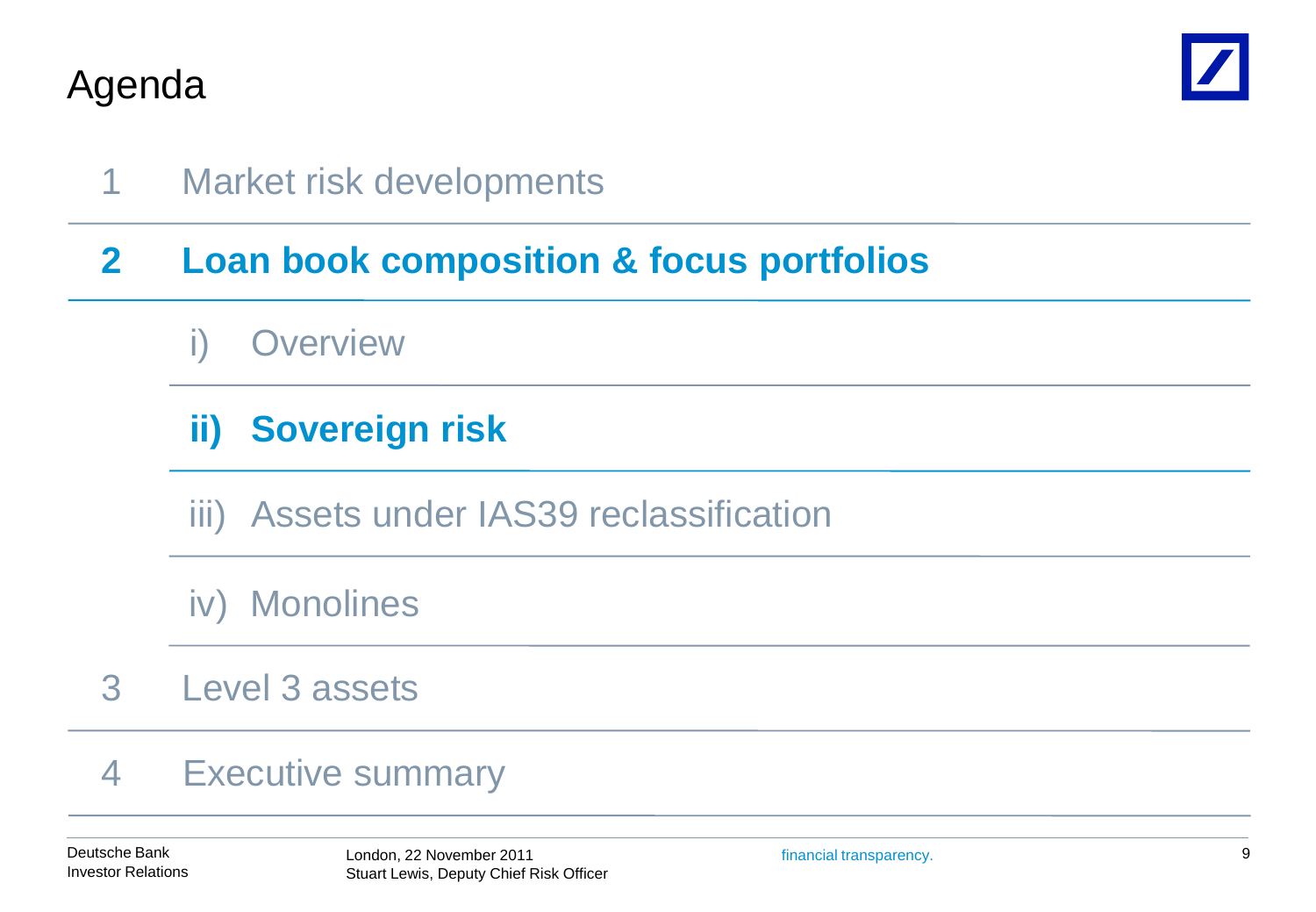# Agenda

1 Market risk developments

**2 Loan book composition & focus portfolios**

- i) Overview
- **ii) Sovereign risk**
- iii) Assets under IAS39 reclassification
- iv) Monolines

3 Level 3 assets

4 Executive summary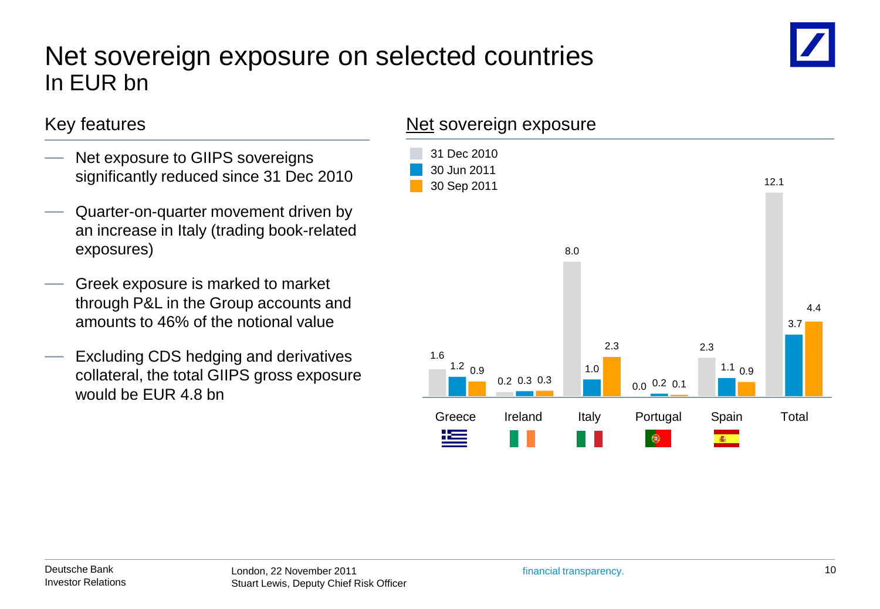# Net sovereign exposure on selected countries
## In EUR bn

### Key features

- Net exposure to GIIPS sovereigns significantly reduced since 31 Dec 2010
- Quarter-on-quarter movement driven by an increase in Italy (trading book-related exposures)
- Greek exposure is marked to market through P&L in the Group accounts and amounts to 46% of the notional value
- Excluding CDS hedging and derivatives collateral, the total GIIPS gross exposure would be EUR 4.8 bn

### Net sovereign exposure

| | 31 Dec 2010 | 30 Jun 2011 | 30 Sep 2011 |
|---|---|---|---|
| Greece | 1.6 | 1.2 | 0.9 |
| Ireland | 0.2 | 0.3 | 0.3 |
| Italy | 8.0 | 1.0 | 2.3 |
| Portugal | 0.0 | 0.2 | 0.1 |
| Spain | 2.3 | 1.1 | 0.9 |
| Total | 12.1 | 3.7 | 4.4 |

Deutsche Bank
Investor Relations

London, 22 November 2011
Stuart Lewis, Deputy Chief Risk Officer

financial transparency.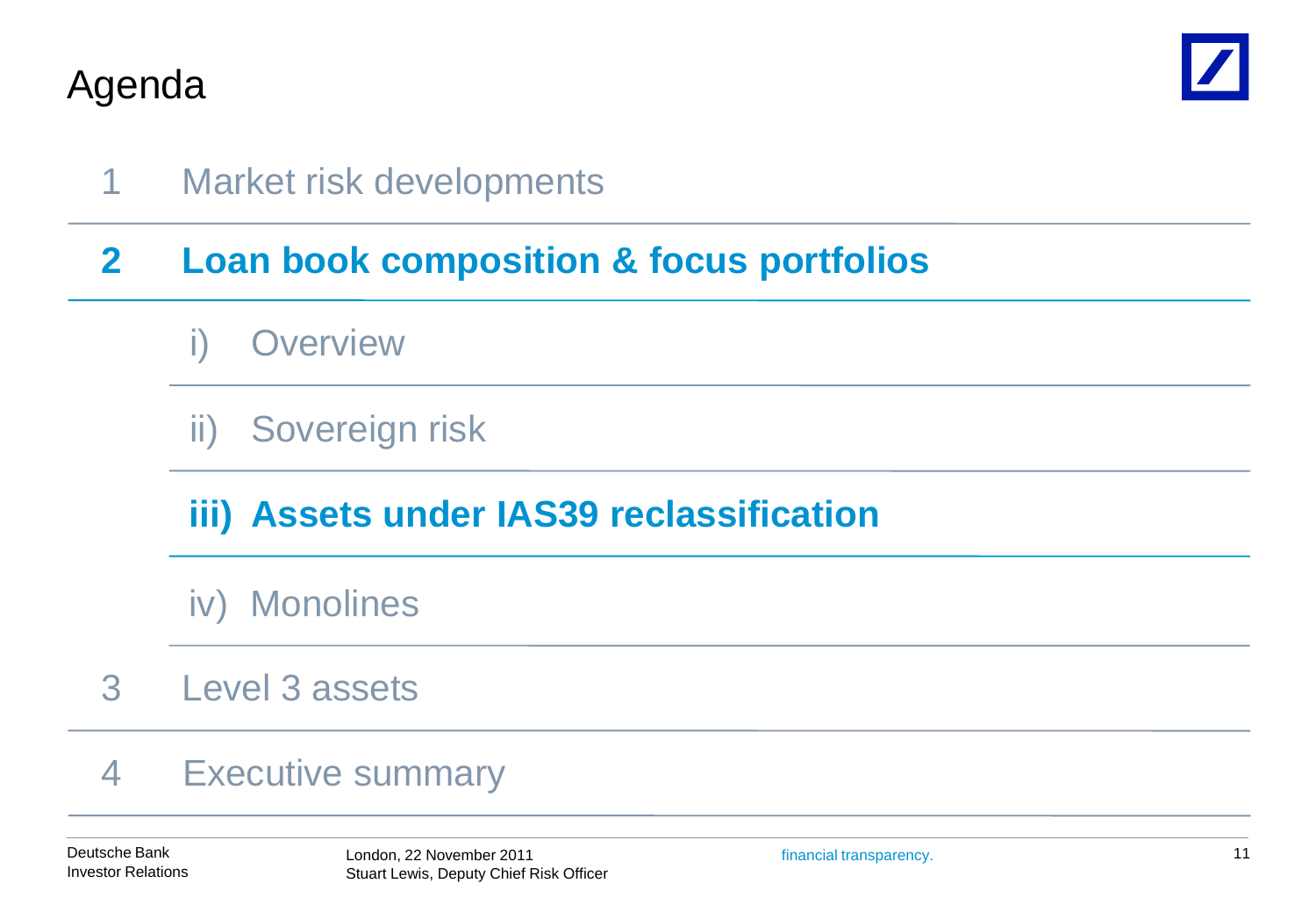# Agenda

1. Market risk developments

2. **Loan book composition & focus portfolios**

   i) Overview

   ii) Sovereign risk

   **iii) Assets under IAS39 reclassification**

   iv) Monolines

3. Level 3 assets

4. Executive summary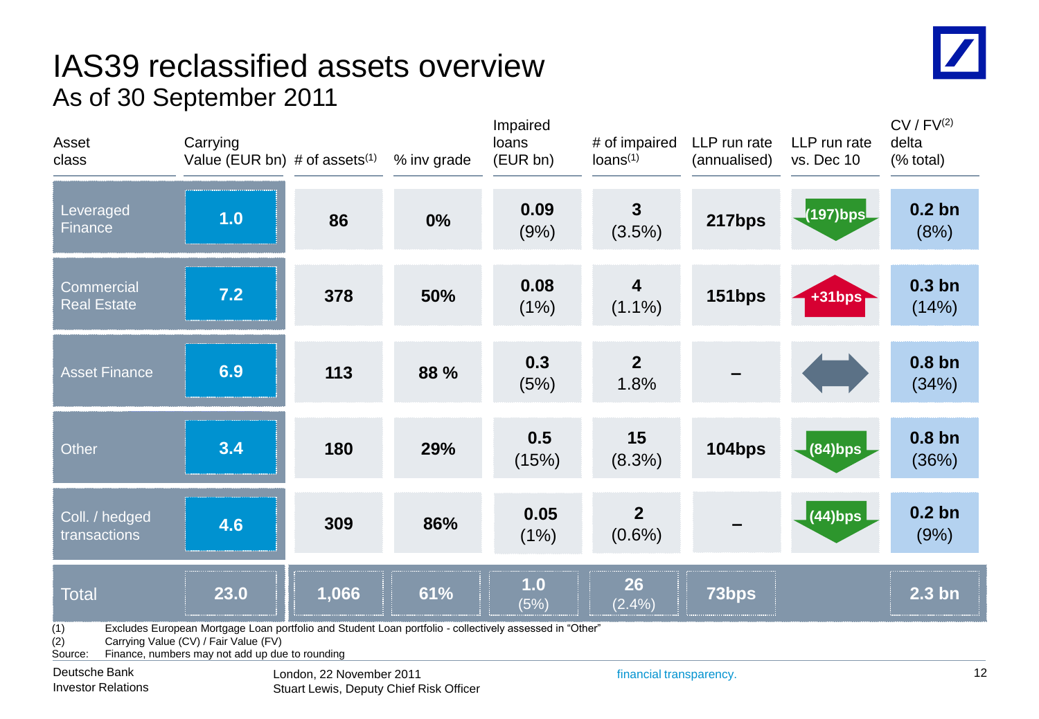# IAS39 reclassified assets overview

## As of 30 September 2011

| Asset class | Carrying Value (EUR bn) | # of assets[1] | % inv grade | Impaired loans (EUR bn) | # of impaired loans[1] | LLP run rate (annualised) | LLP run rate vs. Dec 10 | CV / FV[2] delta (% total) |
|---|---|---|---|---|---|---|---|---|
| Leveraged Finance | 1.0 | 86 | 0% | 0.09 (9%) | 3 (3.5%) | 217bps | (197)bps | 0.2 bn (8%) |
| Commercial Real Estate | 7.2 | 378 | 50% | 0.08 (1%) | 4 (1.1%) | 151bps | +31bps | 0.3 bn (14%) |
| Asset Finance | 6.9 | 113 | 88 % | 0.3 (5%) | 2 1.8% | – | | 0.8 bn (34%) |
| Other | 3.4 | 180 | 29% | 0.5 (15%) | 15 (8.3%) | 104bps | (84)bps | 0.8 bn (36%) |
| Coll. / hedged transactions | 4.6 | 309 | 86% | 0.05 (1%) | 2 (0.6%) | – | (44)bps | 0.2 bn (9%) |
| Total | 23.0 | 1,066 | 61% | 1.0 (5%) | 26 (2.4%) | 73bps | | 2.3 bn |

(1) Excludes European Mortgage Loan portfolio and Student Loan portfolio - collectively assessed in "Other"
(2) Carrying Value (CV) / Fair Value (FV)
Source: Finance, numbers may not add up due to rounding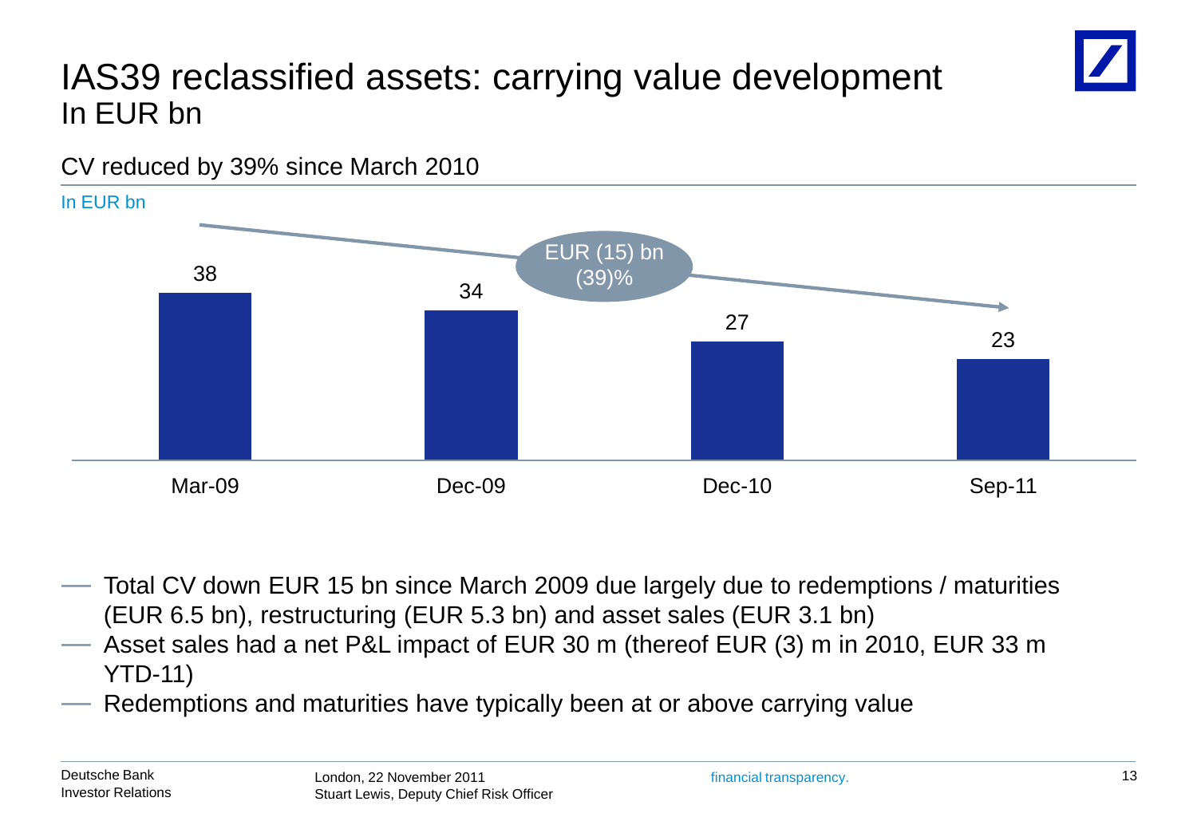# IAS39 reclassified assets: carrying value development
## In EUR bn

CV reduced by 39% since March 2010

In EUR bn

| | Mar-09 | Dec-09 | Dec-10 | Sep-11 |
|---|---|---|---|---|
| CV | 38 | 34 | 27 | 23 |

EUR (15) bn
(39)%

- Total CV down EUR 15 bn since March 2009 due largely due to redemptions / maturities (EUR 6.5 bn), restructuring (EUR 5.3 bn) and asset sales (EUR 3.1 bn)
- Asset sales had a net P&L impact of EUR 30 m (thereof EUR (3) m in 2010, EUR 33 m YTD-11)
- Redemptions and maturities have typically been at or above carrying value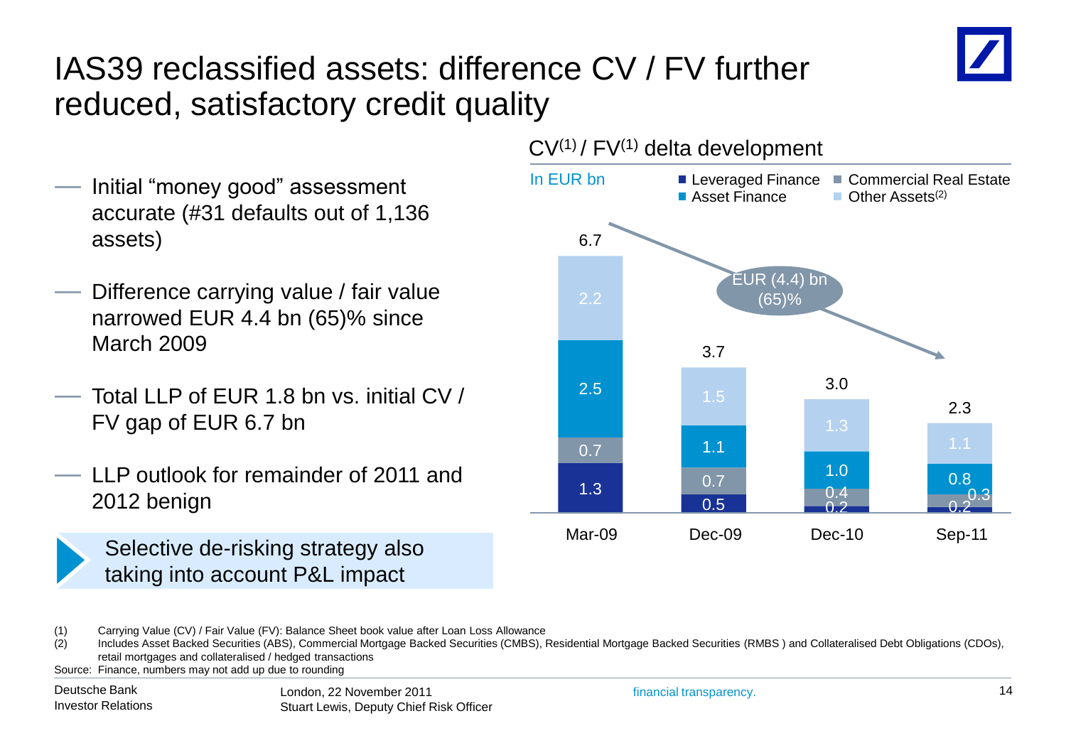# IAS39 reclassified assets: difference CV / FV further reduced, satisfactory credit quality

- Initial "money good" assessment accurate (#31 defaults out of 1,136 assets)
- Difference carrying value / fair value narrowed EUR 4.4 bn (65)% since March 2009
- Total LLP of EUR 1.8 bn vs. initial CV / FV gap of EUR 6.7 bn
- LLP outlook for remainder of 2011 and 2012 benign

**Selective de-risking strategy also taking into account P&L impact**

## CV[1] / FV[1] delta development

In EUR bn

| | Mar-09 | Dec-09 | Dec-10 | Sep-11 |
|---|---|---|---|---|
| Leveraged Finance | 1.3 | 0.5 | 0.2 | 0.2 |
| Commercial Real Estate | 0.7 | 0.7 | 0.4 | 0.3 |
| Asset Finance | 2.5 | 1.1 | 1.0 | 0.8 |
| Other Assets[2] | 2.2 | 1.5 | 1.3 | 1.1 |
| **Total** | 6.7 | 3.7 | 3.0 | 2.3 |

EUR (4.4) bn (65)%

(1) Carrying Value (CV) / Fair Value (FV): Balance Sheet book value after Loan Loss Allowance

(2) Includes Asset Backed Securities (ABS), Commercial Mortgage Backed Securities (CMBS), Residential Mortgage Backed Securities (RMBS ) and Collateralised Debt Obligations (CDOs), retail mortgages and collateralised / hedged transactions

Source: Finance, numbers may not add up due to rounding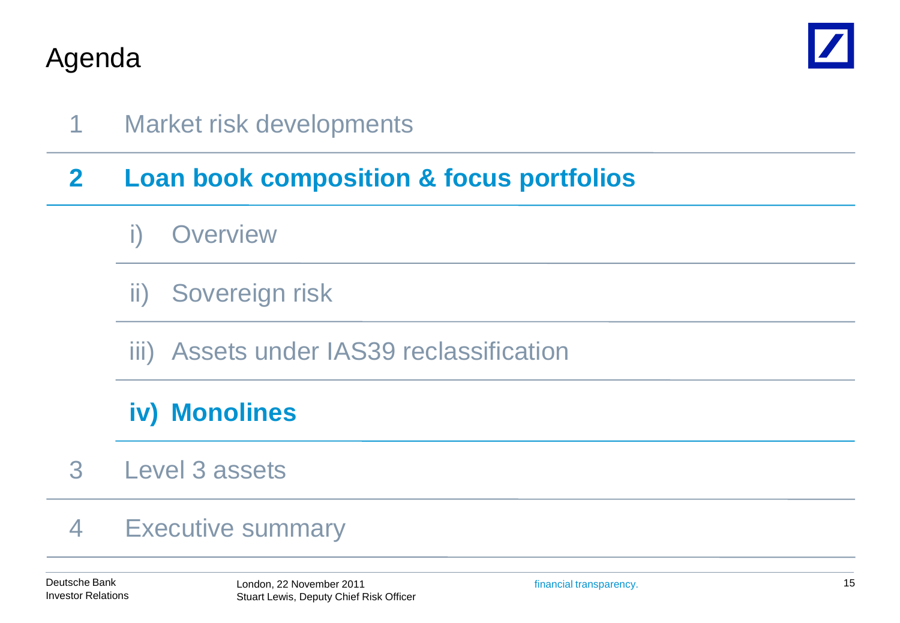# Agenda

1 Market risk developments

**2 Loan book composition & focus portfolios**

- i) Overview
- ii) Sovereign risk
- iii) Assets under IAS39 reclassification
- **iv) Monolines**

3 Level 3 assets

4 Executive summary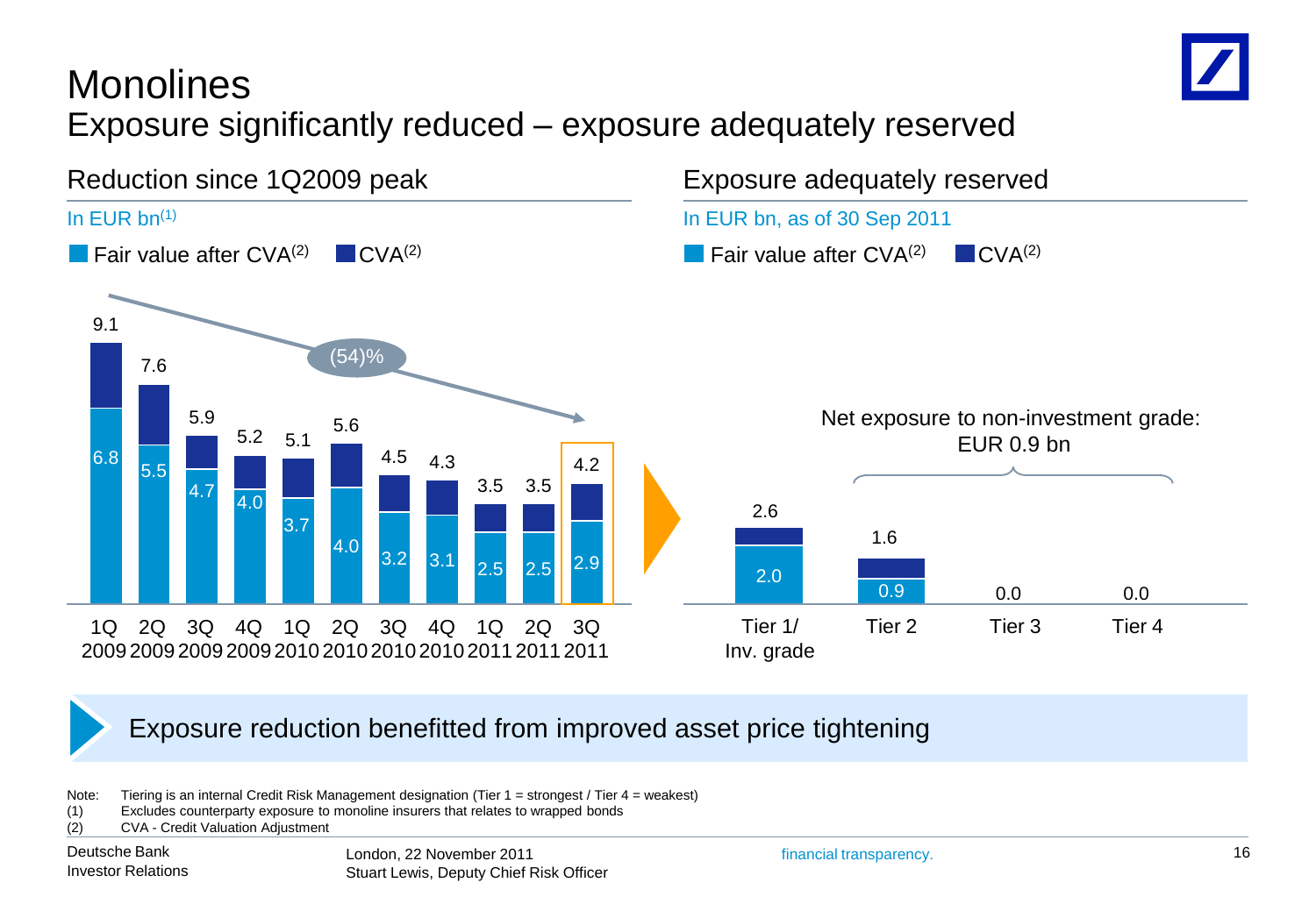# Monolines

## Exposure significantly reduced – exposure adequately reserved

### Reduction since 1Q2009 peak

In EUR bn[1]

Fair value after CVA[2] | CVA[2]

| Quarter | Total | Fair value after CVA |
|---|---|---|
| 1Q 2009 | 9.1 | 6.8 |
| 2Q 2009 | 7.6 | 5.5 |
| 3Q 2009 | 5.9 | 4.7 |
| 4Q 2009 | 5.2 | 4.0 |
| 1Q 2010 | 5.1 | 3.7 |
| 2Q 2010 | 5.6 | 4.0 |
| 3Q 2010 | 4.5 | 3.2 |
| 4Q 2010 | 4.3 | 3.1 |
| 1Q 2011 | 3.5 | 2.5 |
| 2Q 2011 | 3.5 | 2.5 |
| 3Q 2011 | 4.2 | 2.9 |

(54)%

### Exposure adequately reserved

In EUR bn, as of 30 Sep 2011

Fair value after CVA[2] | CVA[2]

| Tier | Total | Fair value after CVA |
|---|---|---|
| Tier 1/ Inv. grade | 2.6 | 2.0 |
| Tier 2 | 1.6 | 0.9 |
| Tier 3 | 0.0 | |
| Tier 4 | 0.0 | |

Net exposure to non-investment grade: EUR 0.9 bn

Exposure reduction benefitted from improved asset price tightening

Note: Tiering is an internal Credit Risk Management designation (Tier 1 = strongest / Tier 4 = weakest)

(1) Excludes counterparty exposure to monoline insurers that relates to wrapped bonds

(2) CVA - Credit Valuation Adjustment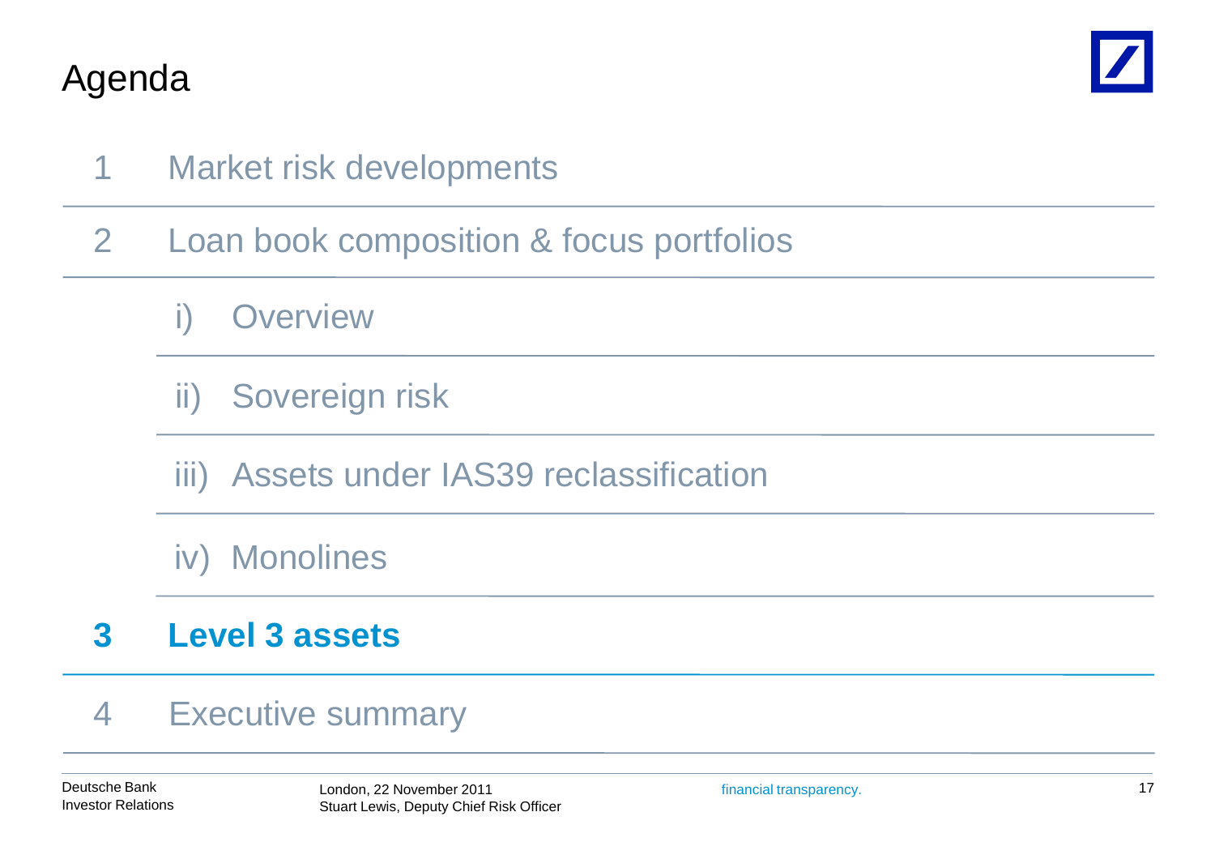# Agenda

1. Market risk developments
2. Loan book composition & focus portfolios
   - i) Overview
   - ii) Sovereign risk
   - iii) Assets under IAS39 reclassification
   - iv) Monolines
3. **Level 3 assets**
4. Executive summary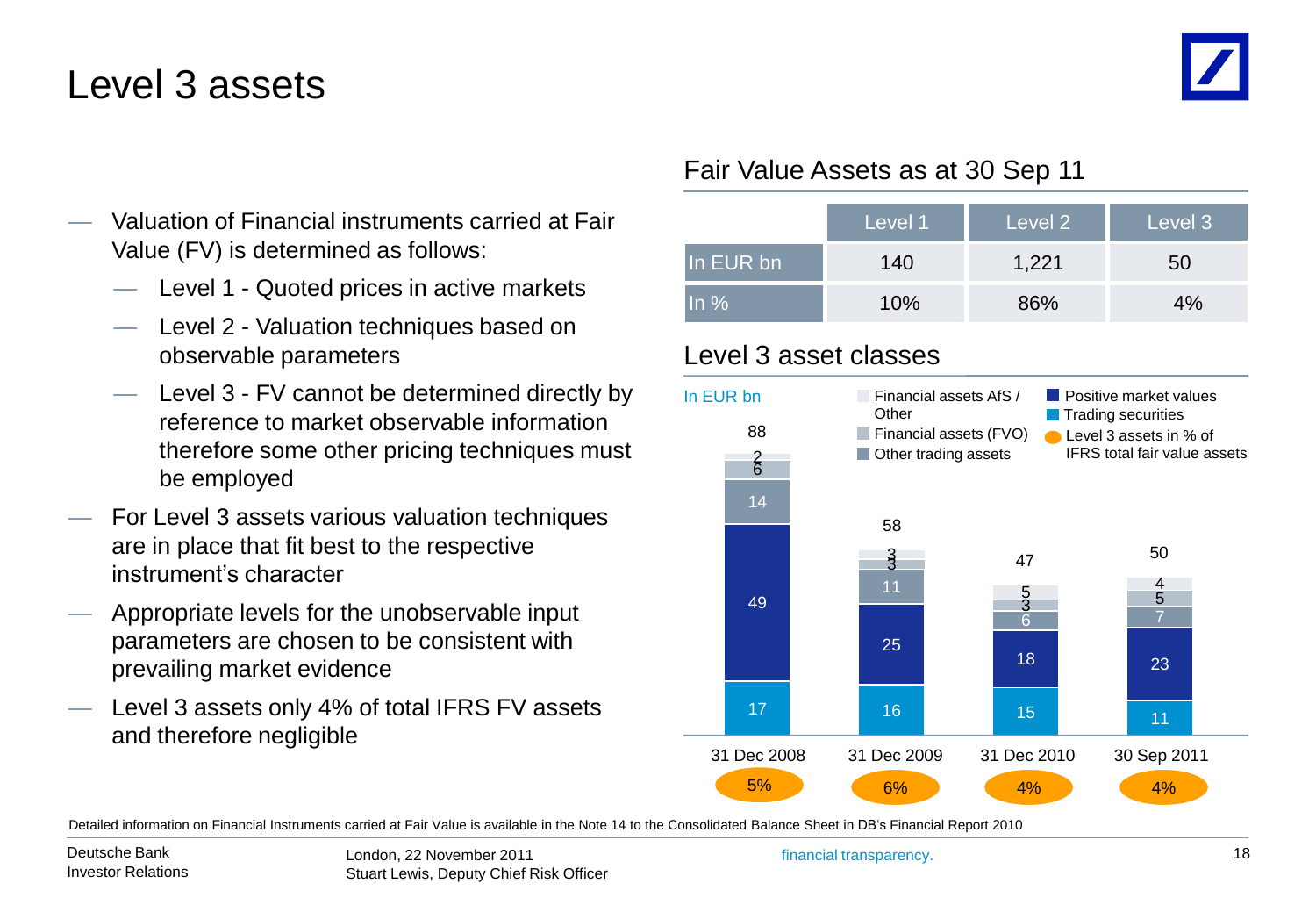# Level 3 assets

- Valuation of Financial instruments carried at Fair Value (FV) is determined as follows:
  - Level 1 - Quoted prices in active markets
  - Level 2 - Valuation techniques based on observable parameters
  - Level 3 - FV cannot be determined directly by reference to market observable information therefore some other pricing techniques must be employed
- For Level 3 assets various valuation techniques are in place that fit best to the respective instrument's character
- Appropriate levels for the unobservable input parameters are chosen to be consistent with prevailing market evidence
- Level 3 assets only 4% of total IFRS FV assets and therefore negligible

## Fair Value Assets as at 30 Sep 11

| | Level 1 | Level 2 | Level 3 |
|---|---|---|---|
| In EUR bn | 140 | 1,221 | 50 |
| In % | 10% | 86% | 4% |

## Level 3 asset classes

In EUR bn

| | 31 Dec 2008 | 31 Dec 2009 | 31 Dec 2010 | 30 Sep 2011 |
|---|---|---|---|---|
| Financial assets AfS / Other | 2 | 3 | 5 | 4 |
| Financial assets (FVO) | 6 | 3 | 3 | 5 |
| Other trading assets | 14 | 11 | 6 | 7 |
| Positive market values | 49 | 25 | 18 | 23 |
| Trading securities | 17 | 16 | 15 | 11 |
| Total | 88 | 58 | 47 | 50 |
| Level 3 assets in % of IFRS total fair value assets | 5% | 6% | 4% | 4% |

Detailed information on Financial Instruments carried at Fair Value is available in the Note 14 to the Consolidated Balance Sheet in DB's Financial Report 2010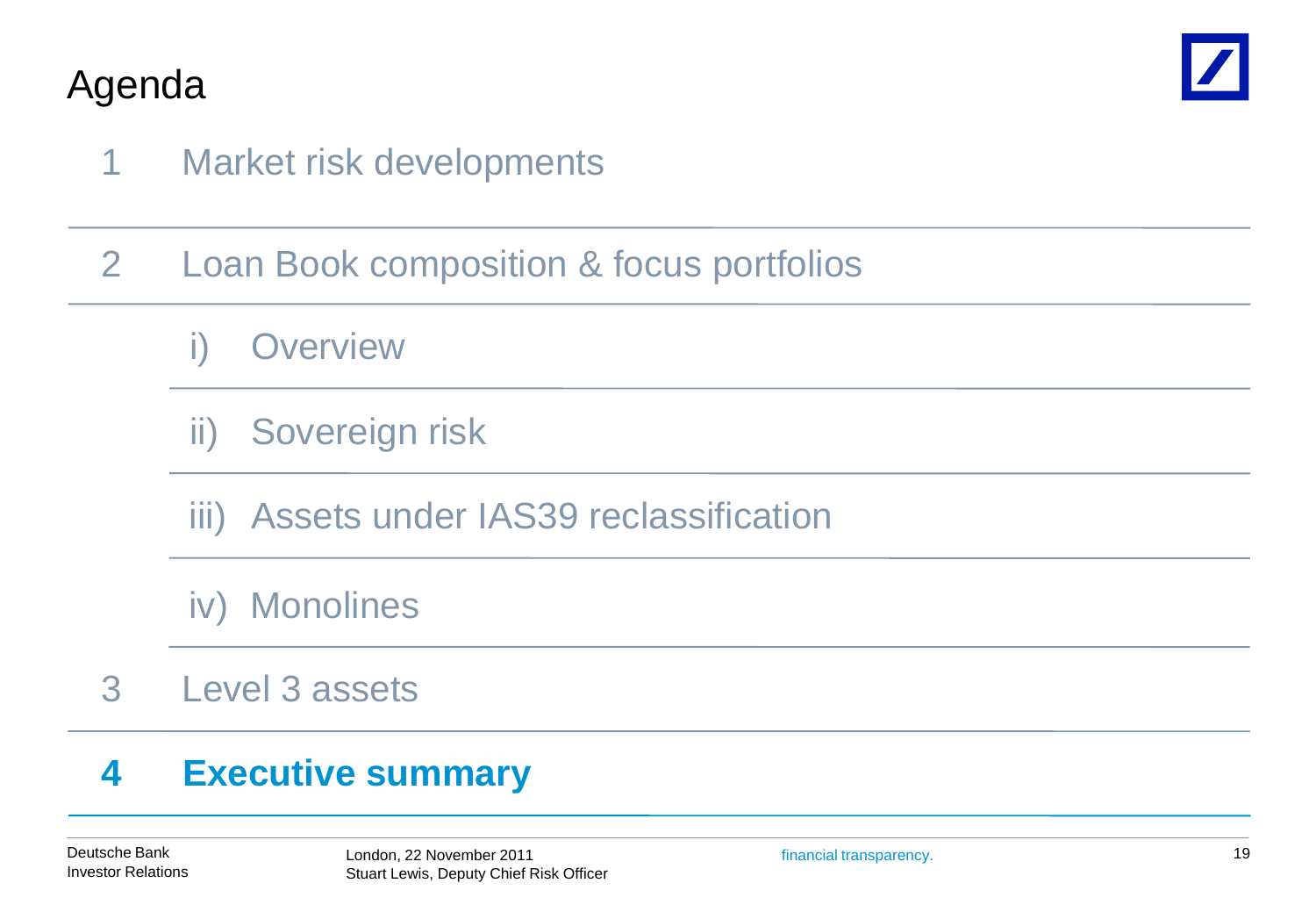# Agenda

1 Market risk developments

2 Loan Book composition & focus portfolios

i) Overview

ii) Sovereign risk

iii) Assets under IAS39 reclassification

iv) Monolines

3 Level 3 assets

**4 Executive summary**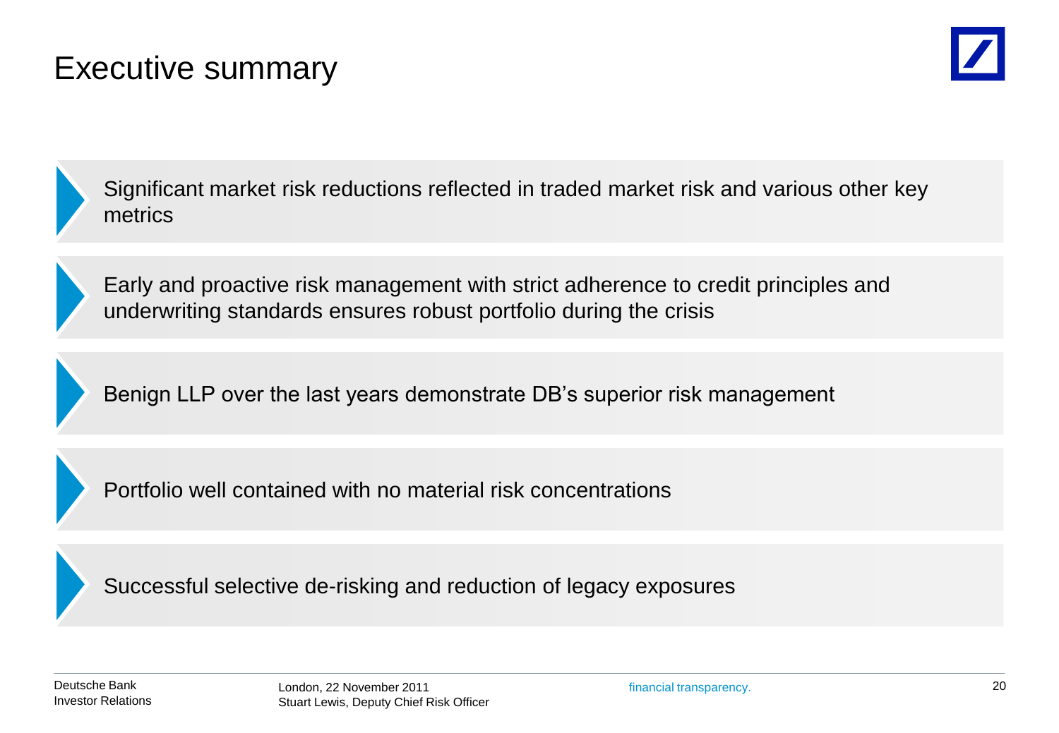# Executive summary

- Significant market risk reductions reflected in traded market risk and various other key metrics
- Early and proactive risk management with strict adherence to credit principles and underwriting standards ensures robust portfolio during the crisis
- Benign LLP over the last years demonstrate DB's superior risk management
- Portfolio well contained with no material risk concentrations
- Successful selective de-risking and reduction of legacy exposures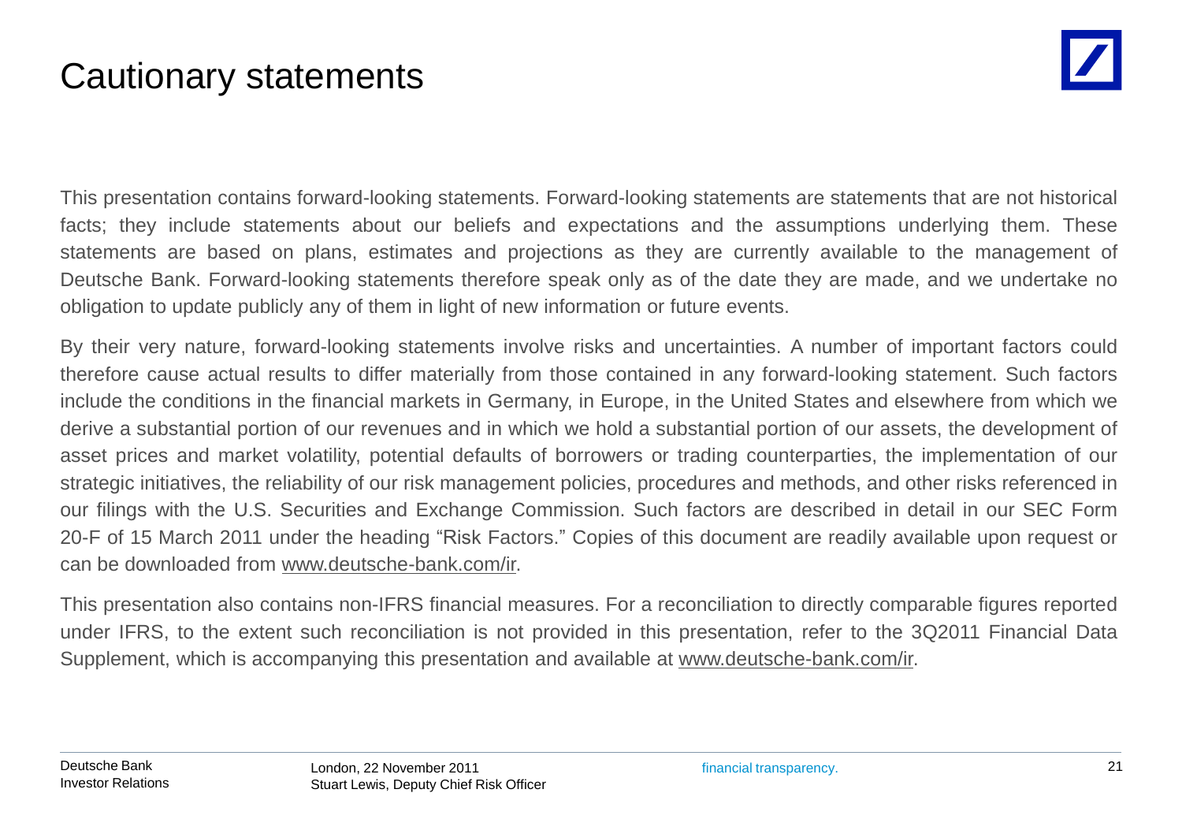# Cautionary statements

This presentation contains forward-looking statements. Forward-looking statements are statements that are not historical facts; they include statements about our beliefs and expectations and the assumptions underlying them. These statements are based on plans, estimates and projections as they are currently available to the management of Deutsche Bank. Forward-looking statements therefore speak only as of the date they are made, and we undertake no obligation to update publicly any of them in light of new information or future events.

By their very nature, forward-looking statements involve risks and uncertainties. A number of important factors could therefore cause actual results to differ materially from those contained in any forward-looking statement. Such factors include the conditions in the financial markets in Germany, in Europe, in the United States and elsewhere from which we derive a substantial portion of our revenues and in which we hold a substantial portion of our assets, the development of asset prices and market volatility, potential defaults of borrowers or trading counterparties, the implementation of our strategic initiatives, the reliability of our risk management policies, procedures and methods, and other risks referenced in our filings with the U.S. Securities and Exchange Commission. Such factors are described in detail in our SEC Form 20-F of 15 March 2011 under the heading "Risk Factors." Copies of this document are readily available upon request or can be downloaded from www.deutsche-bank.com/ir.

This presentation also contains non-IFRS financial measures. For a reconciliation to directly comparable figures reported under IFRS, to the extent such reconciliation is not provided in this presentation, refer to the 3Q2011 Financial Data Supplement, which is accompanying this presentation and available at www.deutsche-bank.com/ir.